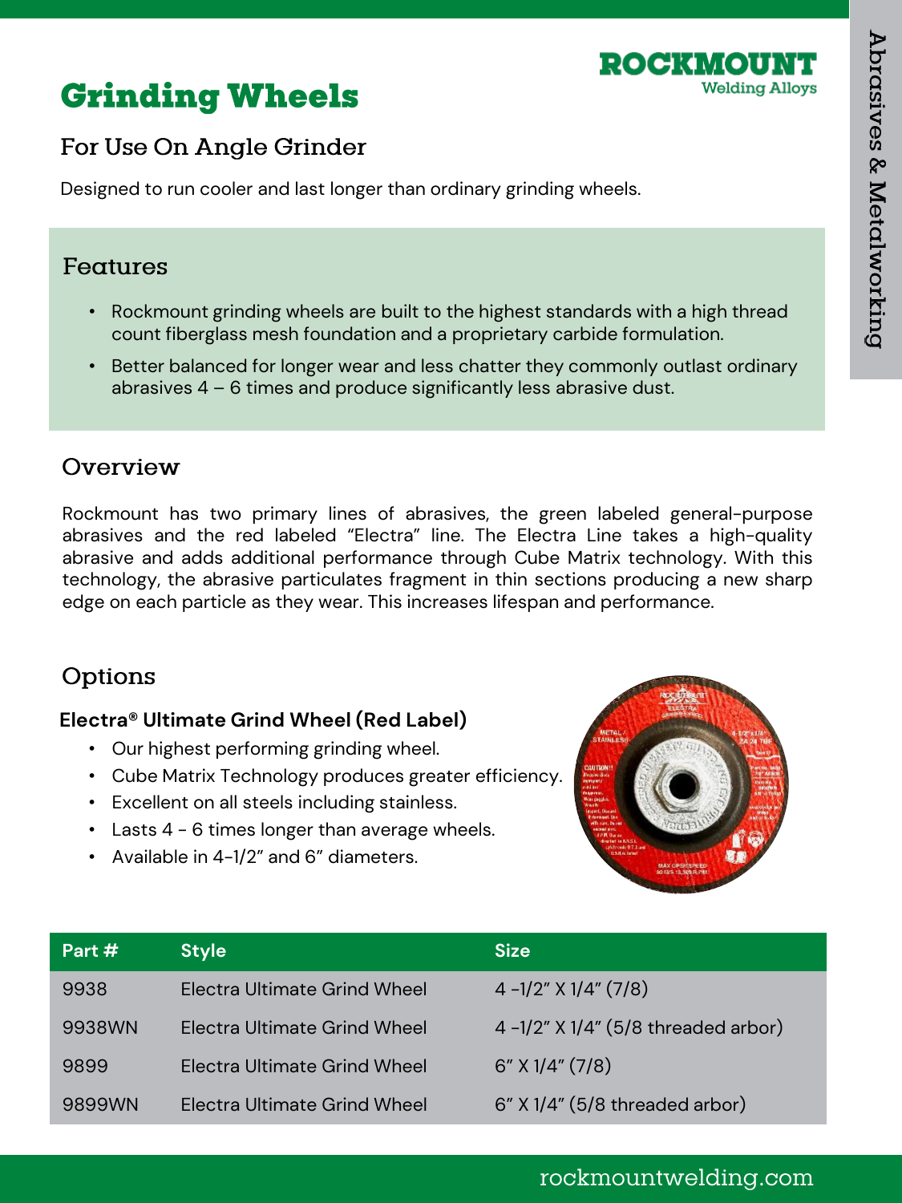# Grinding Wheels

ROCKMOUNT
Welding Alloys

## For Use On Angle Grinder

Designed to run cooler and last longer than ordinary grinding wheels.

### Features

- Rockmount grinding wheels are built to the highest standards with a high thread count fiberglass mesh foundation and a proprietary carbide formulation.
- Better balanced for longer wear and less chatter they commonly outlast ordinary abrasives 4 – 6 times and produce significantly less abrasive dust.

### Overview

Rockmount has two primary lines of abrasives, the green labeled general-purpose abrasives and the red labeled "Electra" line. The Electra Line takes a high-quality abrasive and adds additional performance through Cube Matrix technology. With this technology, the abrasive particulates fragment in thin sections producing a new sharp edge on each particle as they wear. This increases lifespan and performance.

### Options

**Electra® Ultimate Grind Wheel (Red Label)**

- Our highest performing grinding wheel.
- Cube Matrix Technology produces greater efficiency.
- Excellent on all steels including stainless.
- Lasts 4 - 6 times longer than average wheels.
- Available in 4-1/2" and 6" diameters.

| Part # | Style | Size |
|---|---|---|
| 9938 | Electra Ultimate Grind Wheel | 4 -1/2" X 1/4" (7/8) |
| 9938WN | Electra Ultimate Grind Wheel | 4 -1/2" X 1/4" (5/8 threaded arbor) |
| 9899 | Electra Ultimate Grind Wheel | 6" X 1/4" (7/8) |
| 9899WN | Electra Ultimate Grind Wheel | 6" X 1/4" (5/8 threaded arbor) |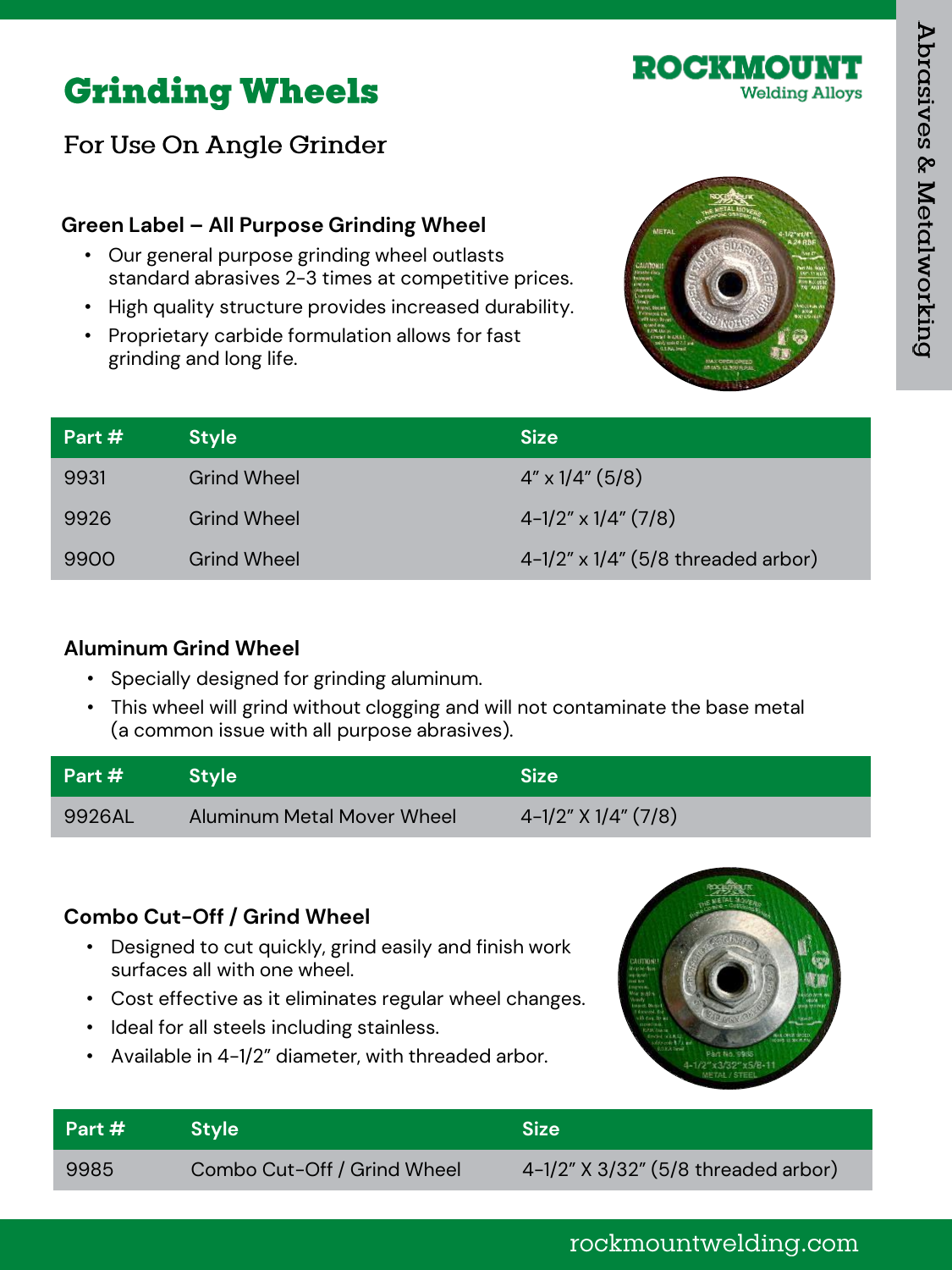# Grinding Wheels

For Use On Angle Grinder

### Green Label – All Purpose Grinding Wheel

- Our general purpose grinding wheel outlasts standard abrasives 2-3 times at competitive prices.
- High quality structure provides increased durability.
- Proprietary carbide formulation allows for fast grinding and long life.

| Part # | Style | Size |
|---|---|---|
| 9931 | Grind Wheel | 4" x 1/4" (5/8) |
| 9926 | Grind Wheel | 4-1/2" x 1/4" (7/8) |
| 9900 | Grind Wheel | 4-1/2" x 1/4" (5/8 threaded arbor) |

### Aluminum Grind Wheel

- Specially designed for grinding aluminum.
- This wheel will grind without clogging and will not contaminate the base metal (a common issue with all purpose abrasives).

| Part # | Style | Size |
|---|---|---|
| 9926AL | Aluminum Metal Mover Wheel | 4-1/2" X 1/4" (7/8) |

### Combo Cut-Off / Grind Wheel

- Designed to cut quickly, grind easily and finish work surfaces all with one wheel.
- Cost effective as it eliminates regular wheel changes.
- Ideal for all steels including stainless.
- Available in 4-1/2" diameter, with threaded arbor.

| Part # | Style | Size |
|---|---|---|
| 9985 | Combo Cut-Off / Grind Wheel | 4-1/2" X 3/32" (5/8 threaded arbor) |